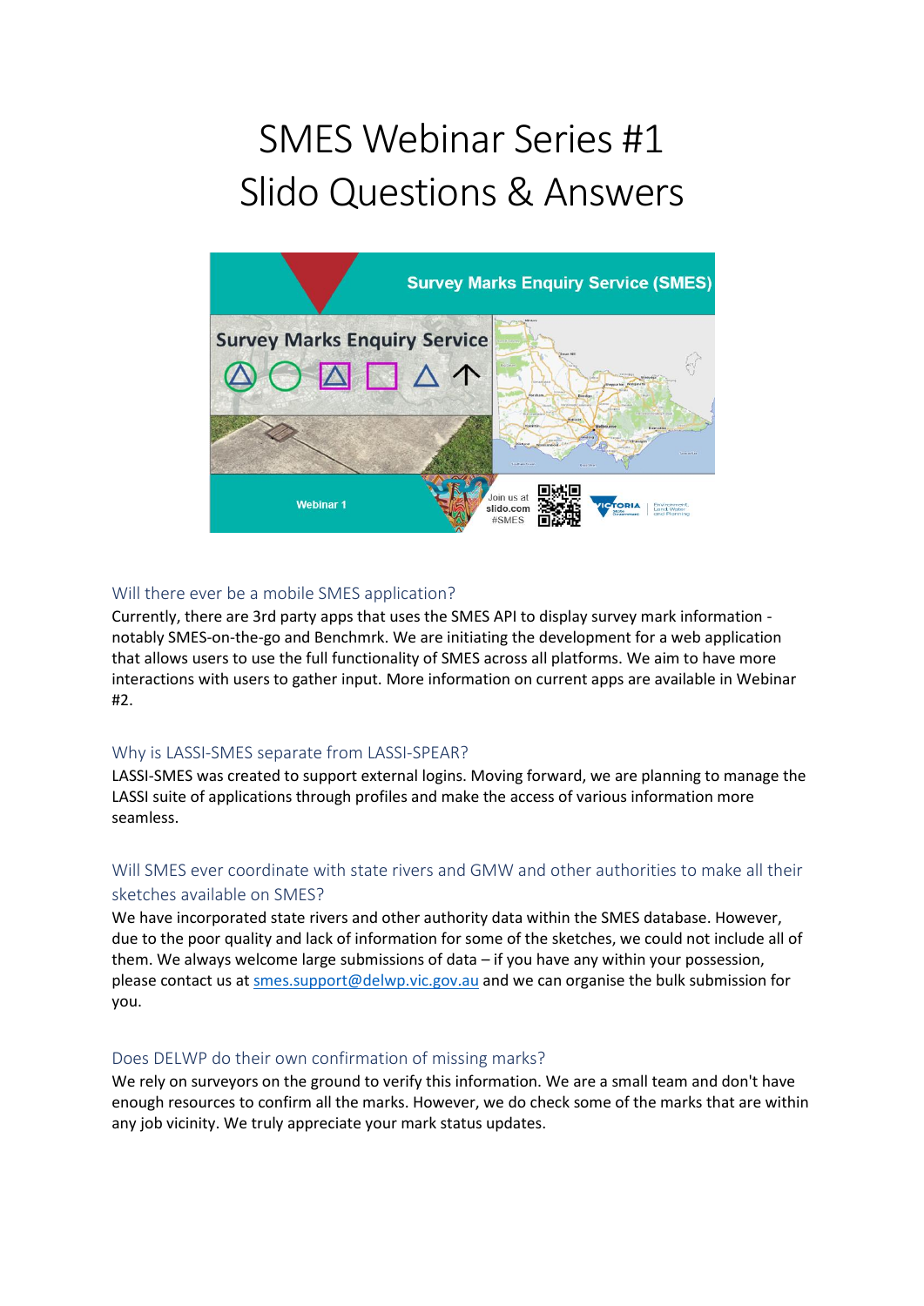# SMES Webinar Series #1
# Slido Questions & Answers

## Will there ever be a mobile SMES application?

Currently, there are 3rd party apps that uses the SMES API to display survey mark information - notably SMES-on-the-go and Benchmrk. We are initiating the development for a web application that allows users to use the full functionality of SMES across all platforms. We aim to have more interactions with users to gather input. More information on current apps are available in Webinar #2.

## Why is LASSI-SMES separate from LASSI-SPEAR?

LASSI-SMES was created to support external logins. Moving forward, we are planning to manage the LASSI suite of applications through profiles and make the access of various information more seamless.

## Will SMES ever coordinate with state rivers and GMW and other authorities to make all their sketches available on SMES?

We have incorporated state rivers and other authority data within the SMES database. However, due to the poor quality and lack of information for some of the sketches, we could not include all of them. We always welcome large submissions of data – if you have any within your possession, please contact us at smes.support@delwp.vic.gov.au and we can organise the bulk submission for you.

## Does DELWP do their own confirmation of missing marks?

We rely on surveyors on the ground to verify this information. We are a small team and don't have enough resources to confirm all the marks. However, we do check some of the marks that are within any job vicinity. We truly appreciate your mark status updates.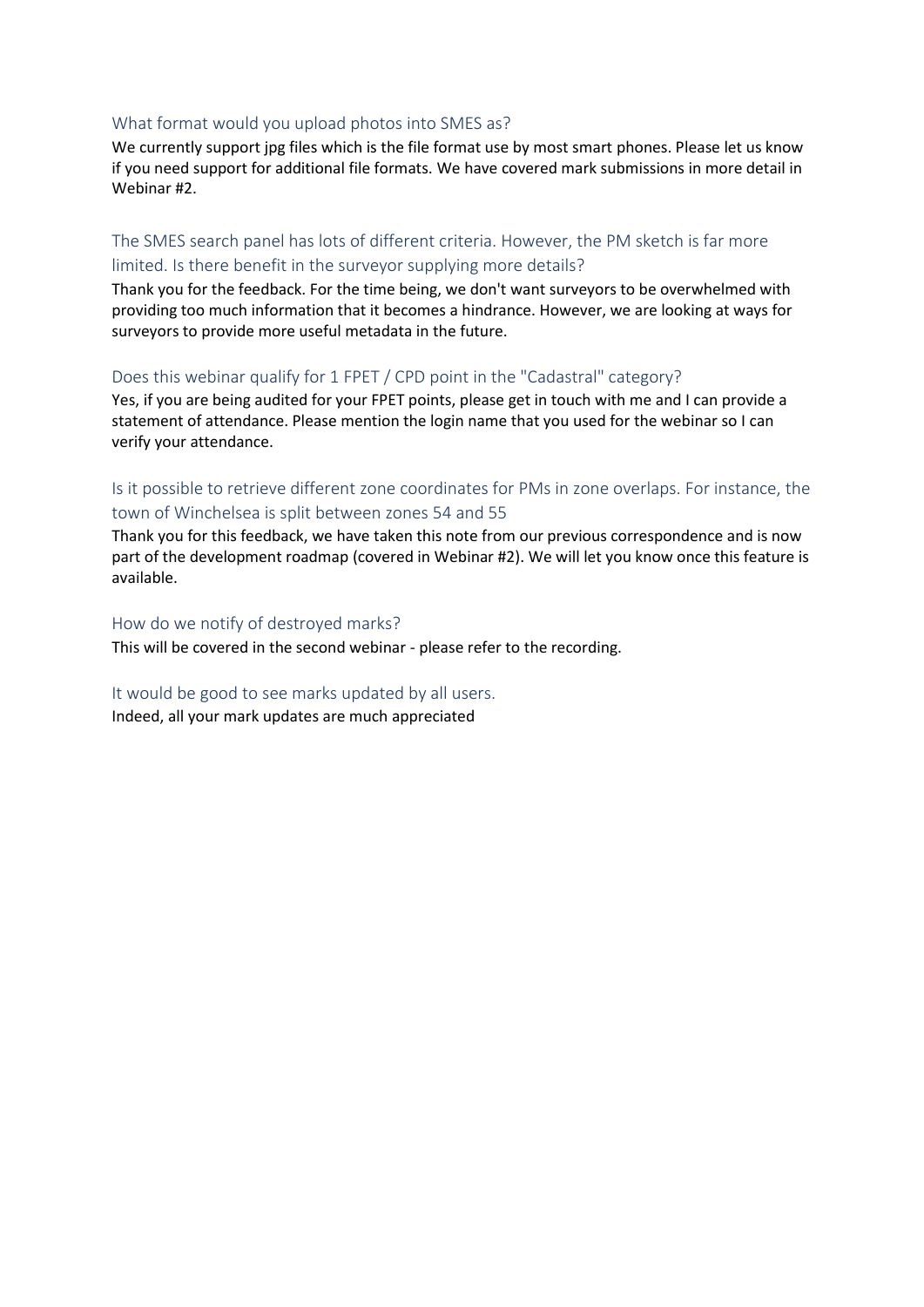### What format would you upload photos into SMES as?

We currently support jpg files which is the file format use by most smart phones. Please let us know if you need support for additional file formats. We have covered mark submissions in more detail in Webinar #2.

### The SMES search panel has lots of different criteria. However, the PM sketch is far more limited. Is there benefit in the surveyor supplying more details?

Thank you for the feedback. For the time being, we don't want surveyors to be overwhelmed with providing too much information that it becomes a hindrance. However, we are looking at ways for surveyors to provide more useful metadata in the future.

### Does this webinar qualify for 1 FPET / CPD point in the "Cadastral" category?

Yes, if you are being audited for your FPET points, please get in touch with me and I can provide a statement of attendance. Please mention the login name that you used for the webinar so I can verify your attendance.

### Is it possible to retrieve different zone coordinates for PMs in zone overlaps. For instance, the town of Winchelsea is split between zones 54 and 55

Thank you for this feedback, we have taken this note from our previous correspondence and is now part of the development roadmap (covered in Webinar #2). We will let you know once this feature is available.

### How do we notify of destroyed marks?

This will be covered in the second webinar - please refer to the recording.

### It would be good to see marks updated by all users.

Indeed, all your mark updates are much appreciated